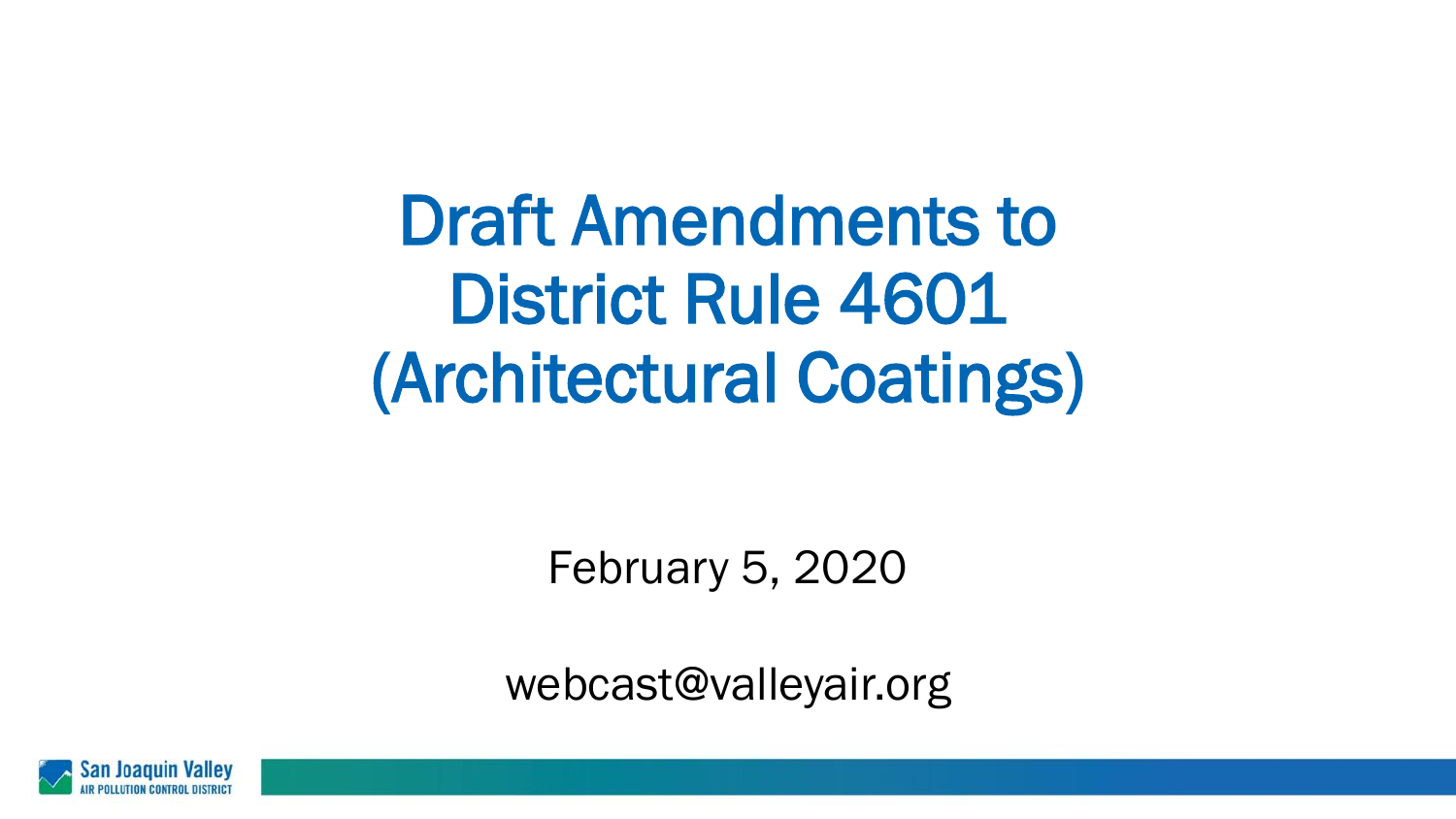# Draft Amendments to District Rule 4601 (Architectural Coatings)

February 5, 2020

webcast@valleyair.org

San Joaquin Valley
AIR POLLUTION CONTROL DISTRICT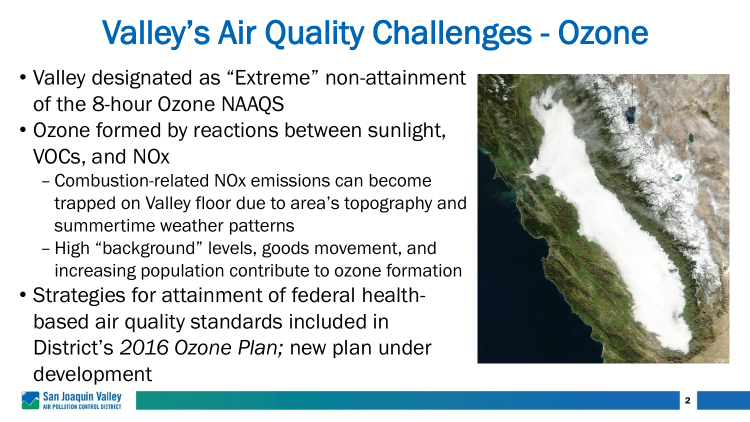# Valley's Air Quality Challenges - Ozone

- Valley designated as "Extreme" non-attainment of the 8-hour Ozone NAAQS
- Ozone formed by reactions between sunlight, VOCs, and NOx
  - Combustion-related NOx emissions can become trapped on Valley floor due to area's topography and summertime weather patterns
  - High "background" levels, goods movement, and increasing population contribute to ozone formation
- Strategies for attainment of federal health-based air quality standards included in District's *2016 Ozone Plan;* new plan under development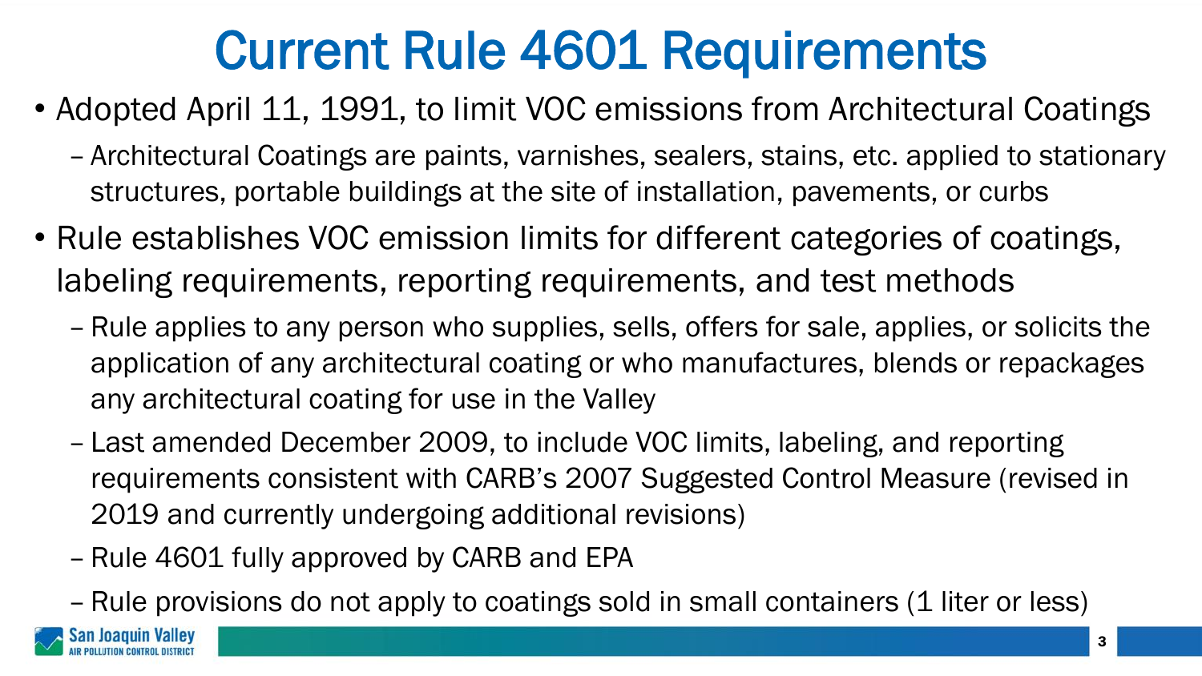# Current Rule 4601 Requirements

- Adopted April 11, 1991, to limit VOC emissions from Architectural Coatings
  - Architectural Coatings are paints, varnishes, sealers, stains, etc. applied to stationary structures, portable buildings at the site of installation, pavements, or curbs
- Rule establishes VOC emission limits for different categories of coatings, labeling requirements, reporting requirements, and test methods
  - Rule applies to any person who supplies, sells, offers for sale, applies, or solicits the application of any architectural coating or who manufactures, blends or repackages any architectural coating for use in the Valley
  - Last amended December 2009, to include VOC limits, labeling, and reporting requirements consistent with CARB's 2007 Suggested Control Measure (revised in 2019 and currently undergoing additional revisions)
  - Rule 4601 fully approved by CARB and EPA
  - Rule provisions do not apply to coatings sold in small containers (1 liter or less)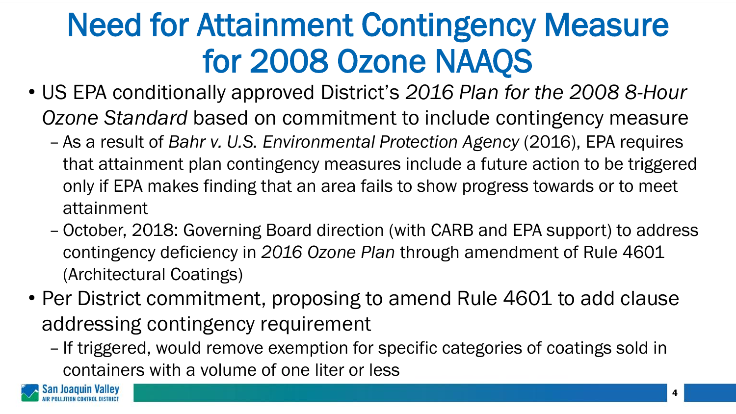# Need for Attainment Contingency Measure for 2008 Ozone NAAQS

- US EPA conditionally approved District's *2016 Plan for the 2008 8-Hour Ozone Standard* based on commitment to include contingency measure
  - As a result of *Bahr v. U.S. Environmental Protection Agency* (2016), EPA requires that attainment plan contingency measures include a future action to be triggered only if EPA makes finding that an area fails to show progress towards or to meet attainment
  - October, 2018: Governing Board direction (with CARB and EPA support) to address contingency deficiency in *2016 Ozone Plan* through amendment of Rule 4601 (Architectural Coatings)
- Per District commitment, proposing to amend Rule 4601 to add clause addressing contingency requirement
  - If triggered, would remove exemption for specific categories of coatings sold in containers with a volume of one liter or less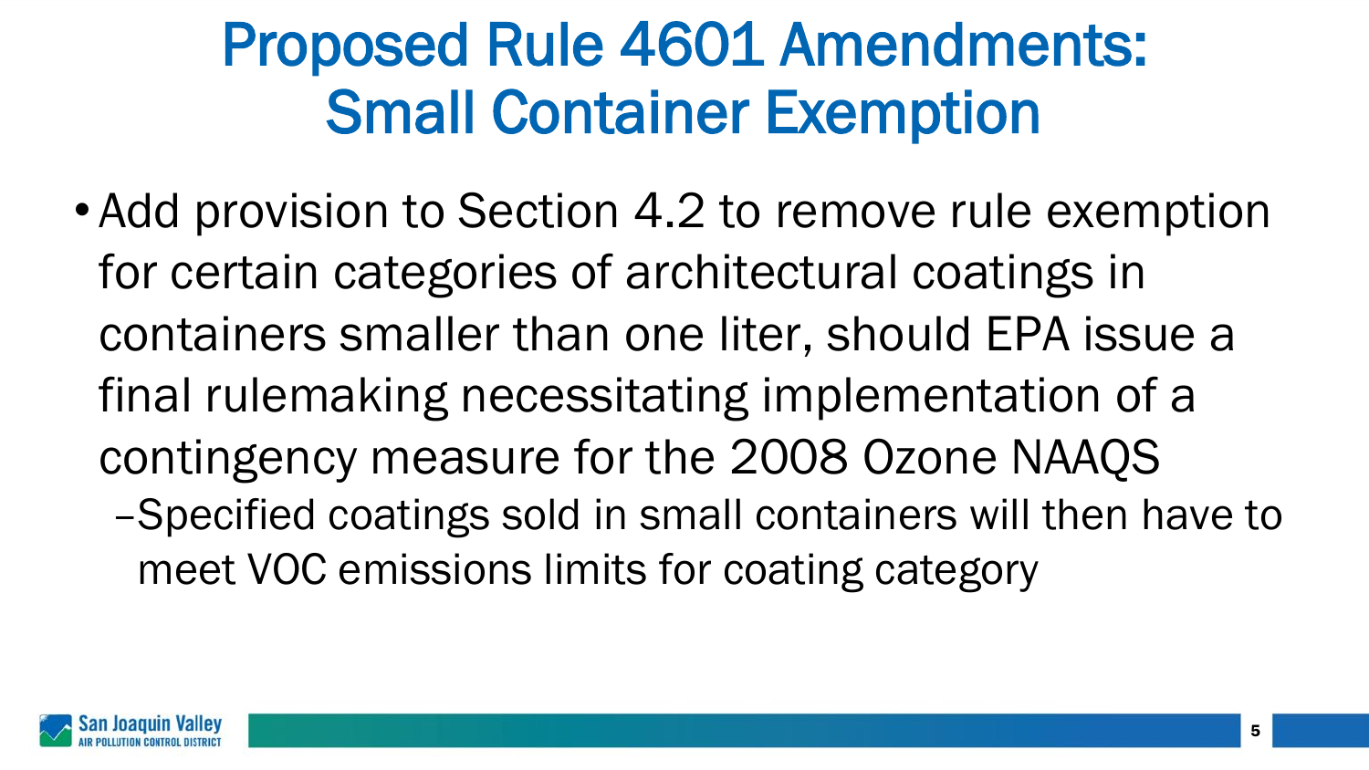# Proposed Rule 4601 Amendments: Small Container Exemption

- Add provision to Section 4.2 to remove rule exemption for certain categories of architectural coatings in containers smaller than one liter, should EPA issue a final rulemaking necessitating implementation of a contingency measure for the 2008 Ozone NAAQS
  - Specified coatings sold in small containers will then have to meet VOC emissions limits for coating category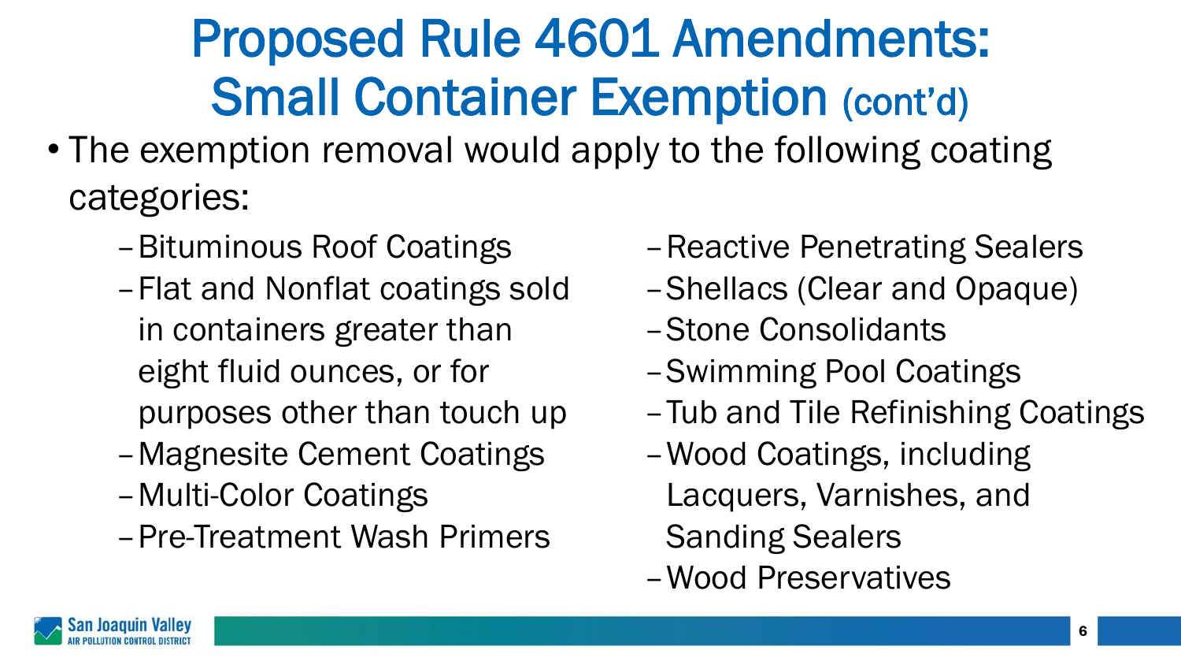# Proposed Rule 4601 Amendments: Small Container Exemption (cont'd)

- The exemption removal would apply to the following coating categories:
  - Bituminous Roof Coatings
  - Flat and Nonflat coatings sold in containers greater than eight fluid ounces, or for purposes other than touch up
  - Magnesite Cement Coatings
  - Multi-Color Coatings
  - Pre-Treatment Wash Primers
  - Reactive Penetrating Sealers
  - Shellacs (Clear and Opaque)
  - Stone Consolidants
  - Swimming Pool Coatings
  - Tub and Tile Refinishing Coatings
  - Wood Coatings, including Lacquers, Varnishes, and Sanding Sealers
  - Wood Preservatives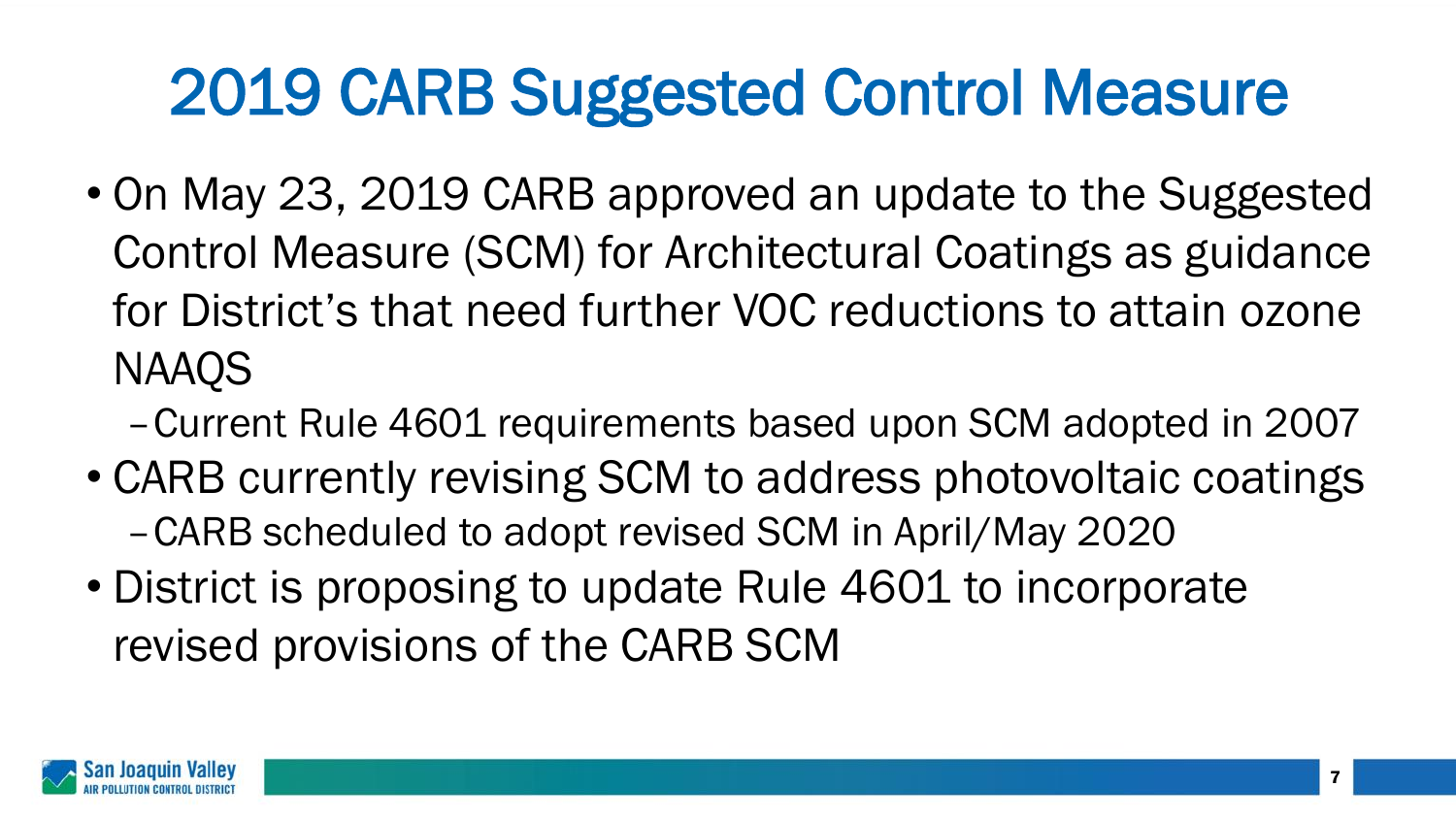# 2019 CARB Suggested Control Measure

- On May 23, 2019 CARB approved an update to the Suggested Control Measure (SCM) for Architectural Coatings as guidance for District's that need further VOC reductions to attain ozone NAAQS
  - Current Rule 4601 requirements based upon SCM adopted in 2007
- CARB currently revising SCM to address photovoltaic coatings
  - CARB scheduled to adopt revised SCM in April/May 2020
- District is proposing to update Rule 4601 to incorporate revised provisions of the CARB SCM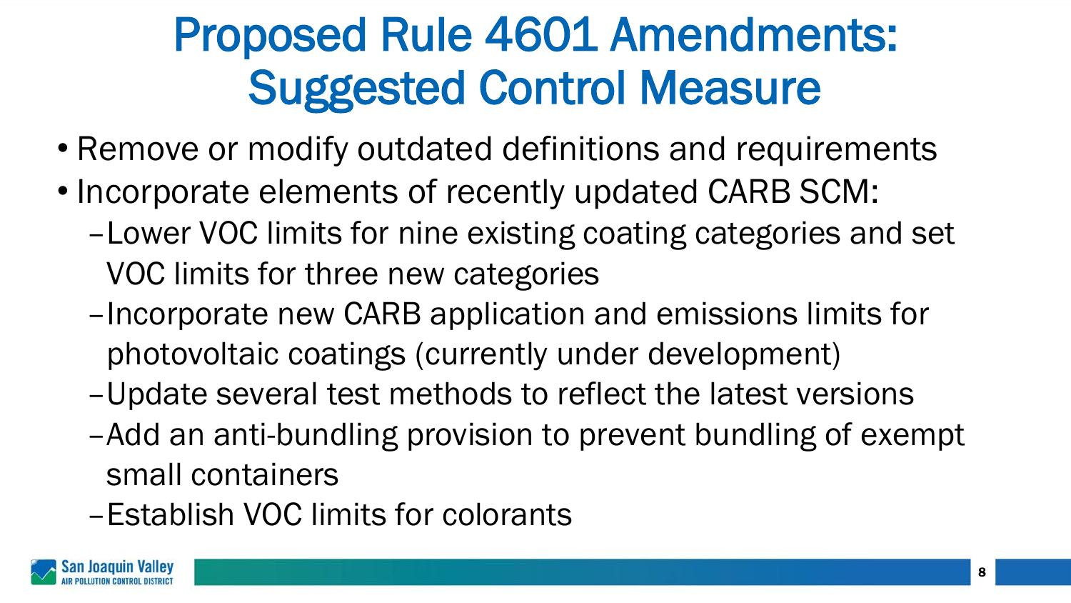# Proposed Rule 4601 Amendments: Suggested Control Measure

- Remove or modify outdated definitions and requirements
- Incorporate elements of recently updated CARB SCM:
  - Lower VOC limits for nine existing coating categories and set VOC limits for three new categories
  - Incorporate new CARB application and emissions limits for photovoltaic coatings (currently under development)
  - Update several test methods to reflect the latest versions
  - Add an anti-bundling provision to prevent bundling of exempt small containers
  - Establish VOC limits for colorants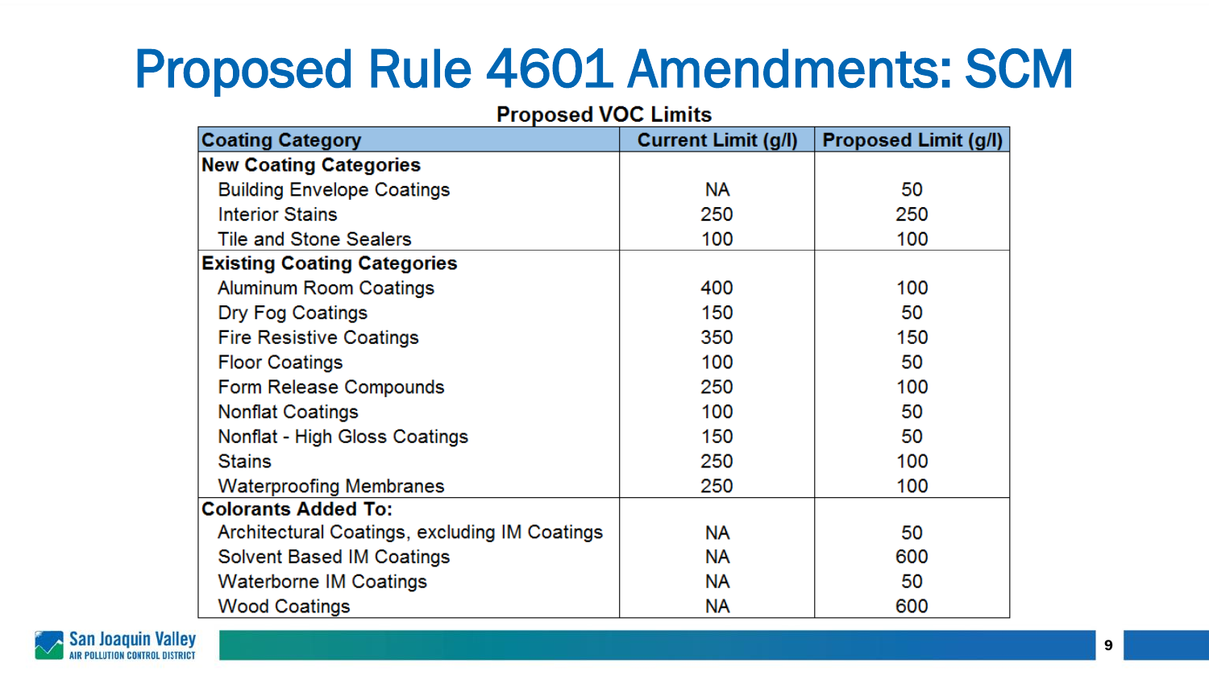# Proposed Rule 4601 Amendments: SCM

**Proposed VOC Limits**

| Coating Category | Current Limit (g/l) | Proposed Limit (g/l) |
|---|---|---|
| **New Coating Categories** | | |
| Building Envelope Coatings | NA | 50 |
| Interior Stains | 250 | 250 |
| Tile and Stone Sealers | 100 | 100 |
| **Existing Coating Categories** | | |
| Aluminum Room Coatings | 400 | 100 |
| Dry Fog Coatings | 150 | 50 |
| Fire Resistive Coatings | 350 | 150 |
| Floor Coatings | 100 | 50 |
| Form Release Compounds | 250 | 100 |
| Nonflat Coatings | 100 | 50 |
| Nonflat - High Gloss Coatings | 150 | 50 |
| Stains | 250 | 100 |
| Waterproofing Membranes | 250 | 100 |
| **Colorants Added To:** | | |
| Architectural Coatings, excluding IM Coatings | NA | 50 |
| Solvent Based IM Coatings | NA | 600 |
| Waterborne IM Coatings | NA | 50 |
| Wood Coatings | NA | 600 |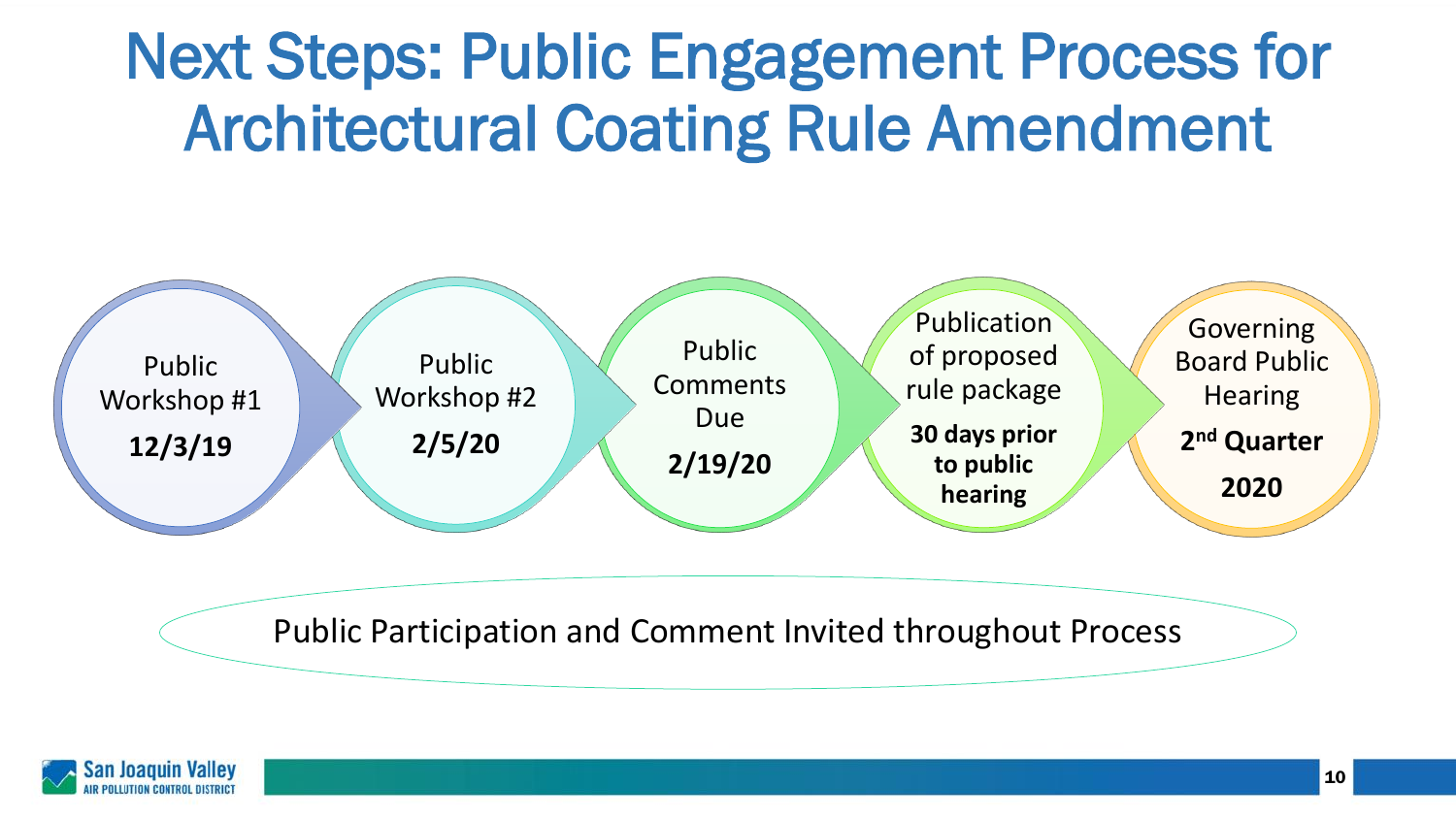# Next Steps: Public Engagement Process for Architectural Coating Rule Amendment

1. Public Workshop #1
   **12/3/19**
2. Public Workshop #2
   **2/5/20**
3. Public Comments Due
   **2/19/20**
4. Publication of proposed rule package
   **30 days prior to public hearing**
5. Governing Board Public Hearing
   **2nd Quarter 2020**

Public Participation and Comment Invited throughout Process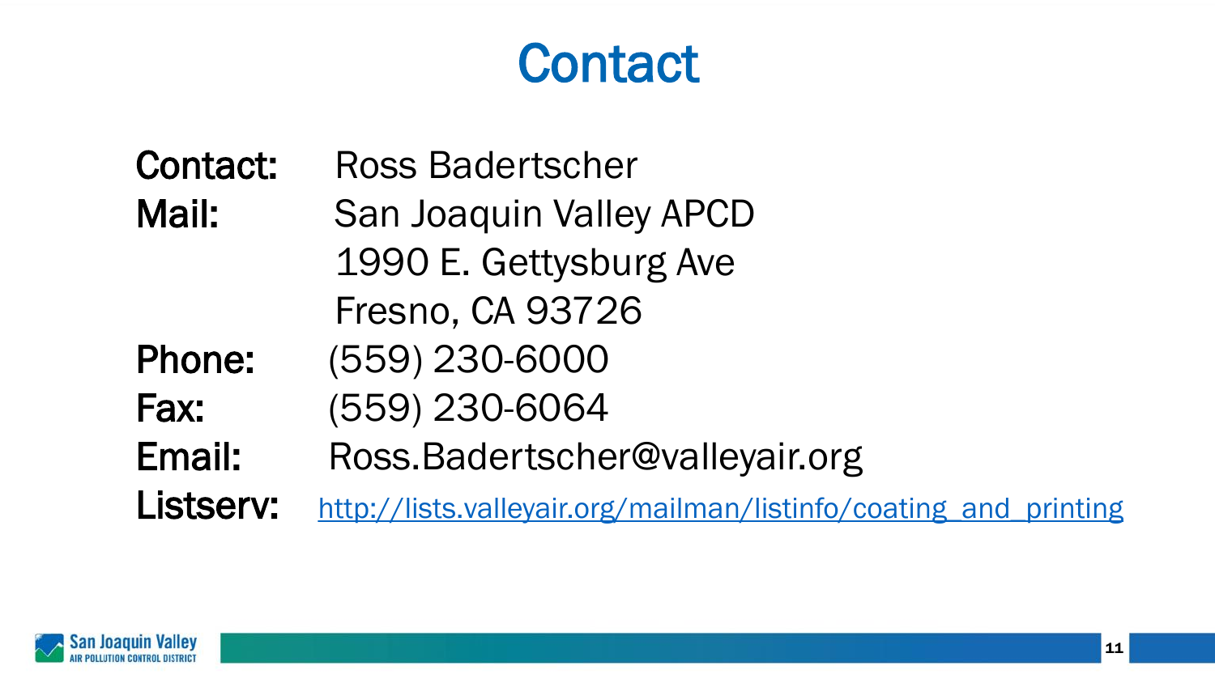# Contact

**Contact:** Ross Badertscher
**Mail:** San Joaquin Valley APCD
1990 E. Gettysburg Ave
Fresno, CA 93726
**Phone:** (559) 230-6000
**Fax:** (559) 230-6064
**Email:** Ross.Badertscher@valleyair.org
**Listserv:** http://lists.valleyair.org/mailman/listinfo/coating_and_printing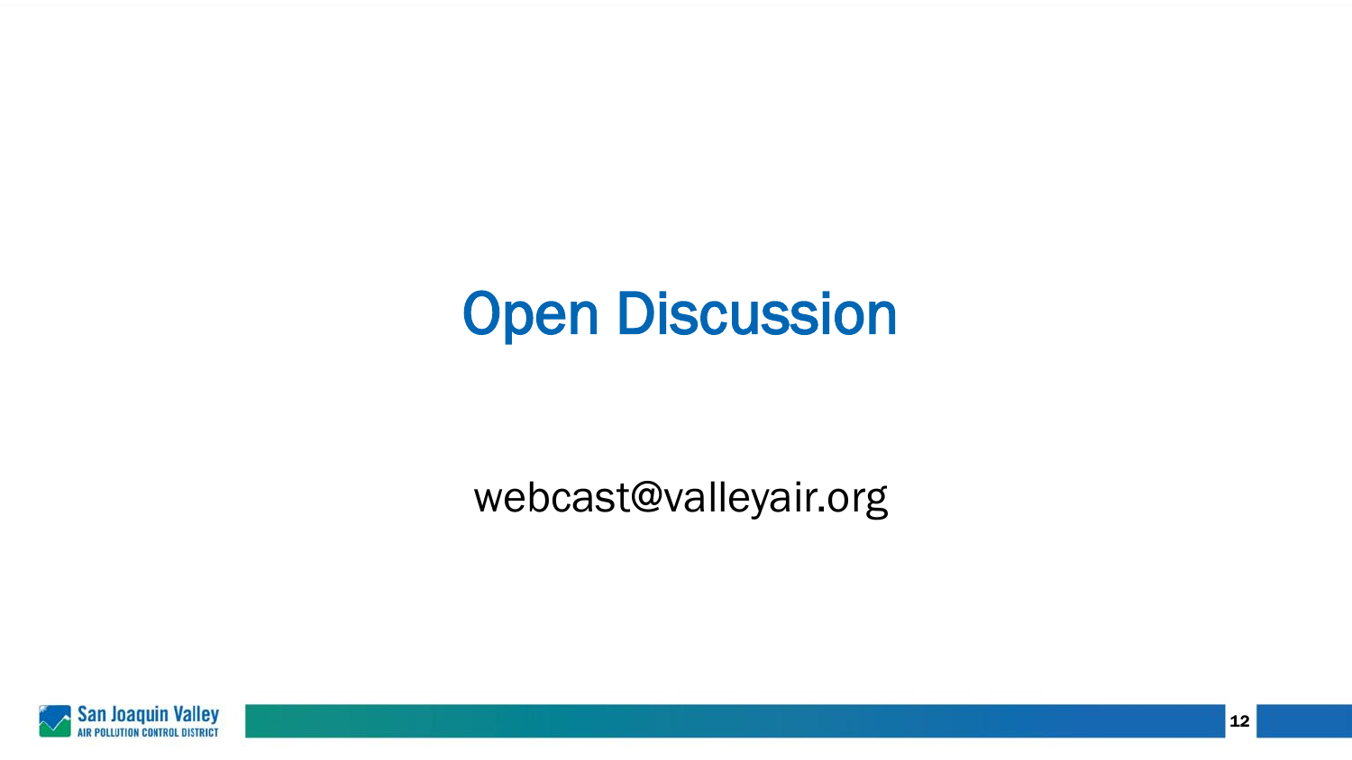# Open Discussion

webcast@valleyair.org